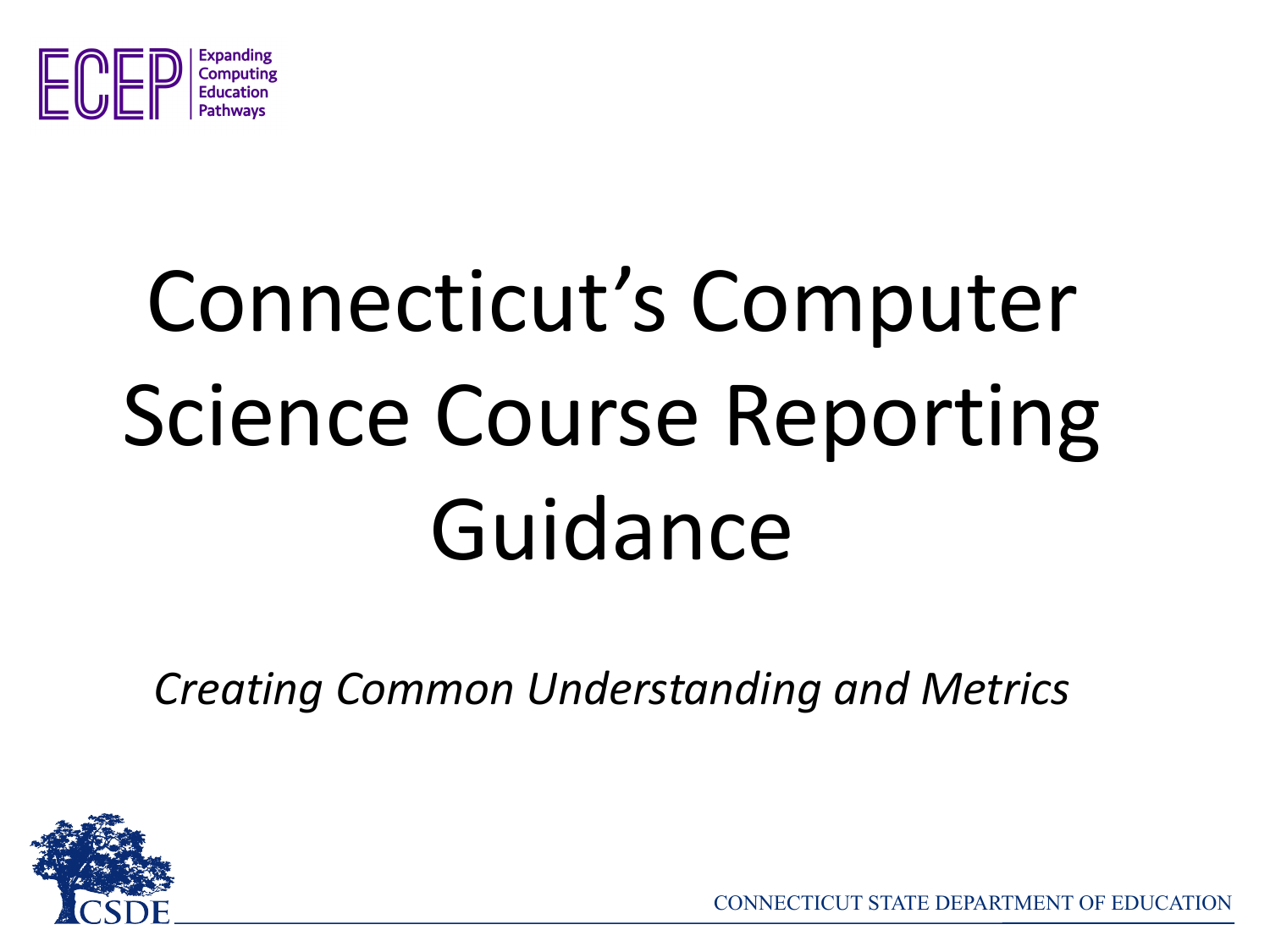ECEP Expanding Computing Education Pathways

# Connecticut's Computer Science Course Reporting Guidance

*Creating Common Understanding and Metrics*

CSDE

CONNECTICUT STATE DEPARTMENT OF EDUCATION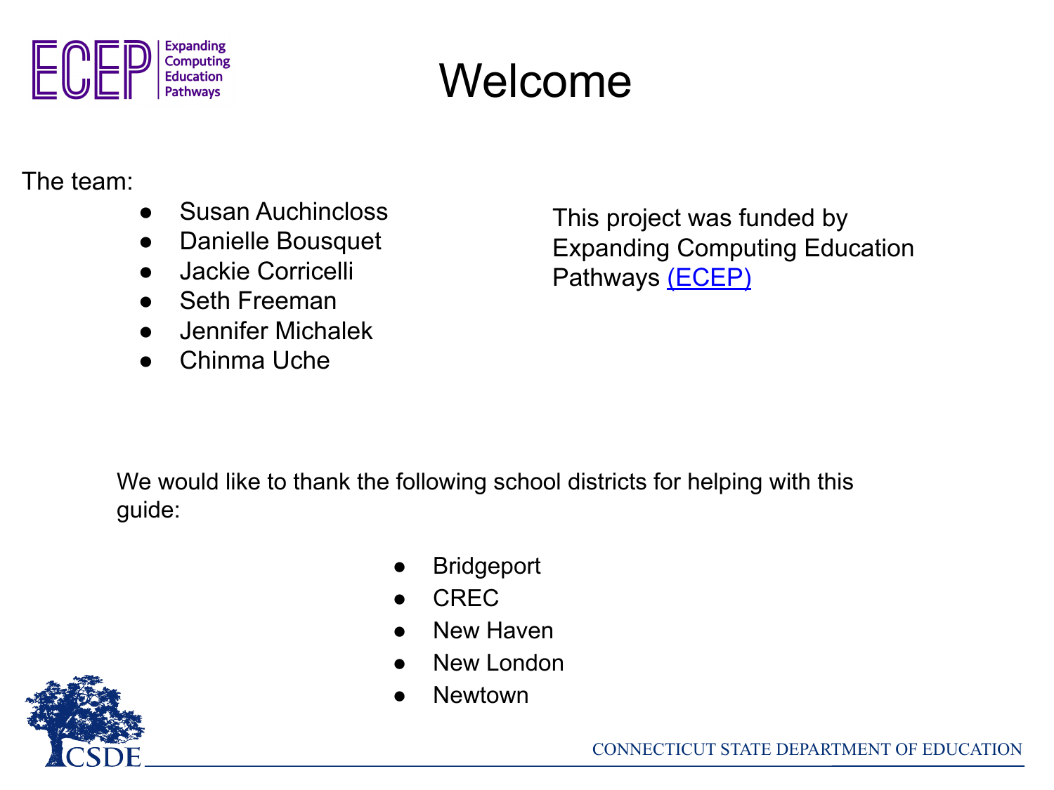# Welcome

The team:

- Susan Auchincloss
- Danielle Bousquet
- Jackie Corricelli
- Seth Freeman
- Jennifer Michalek
- Chinma Uche

This project was funded by Expanding Computing Education Pathways (ECEP)

We would like to thank the following school districts for helping with this guide:

- Bridgeport
- CREC
- New Haven
- New London
- Newtown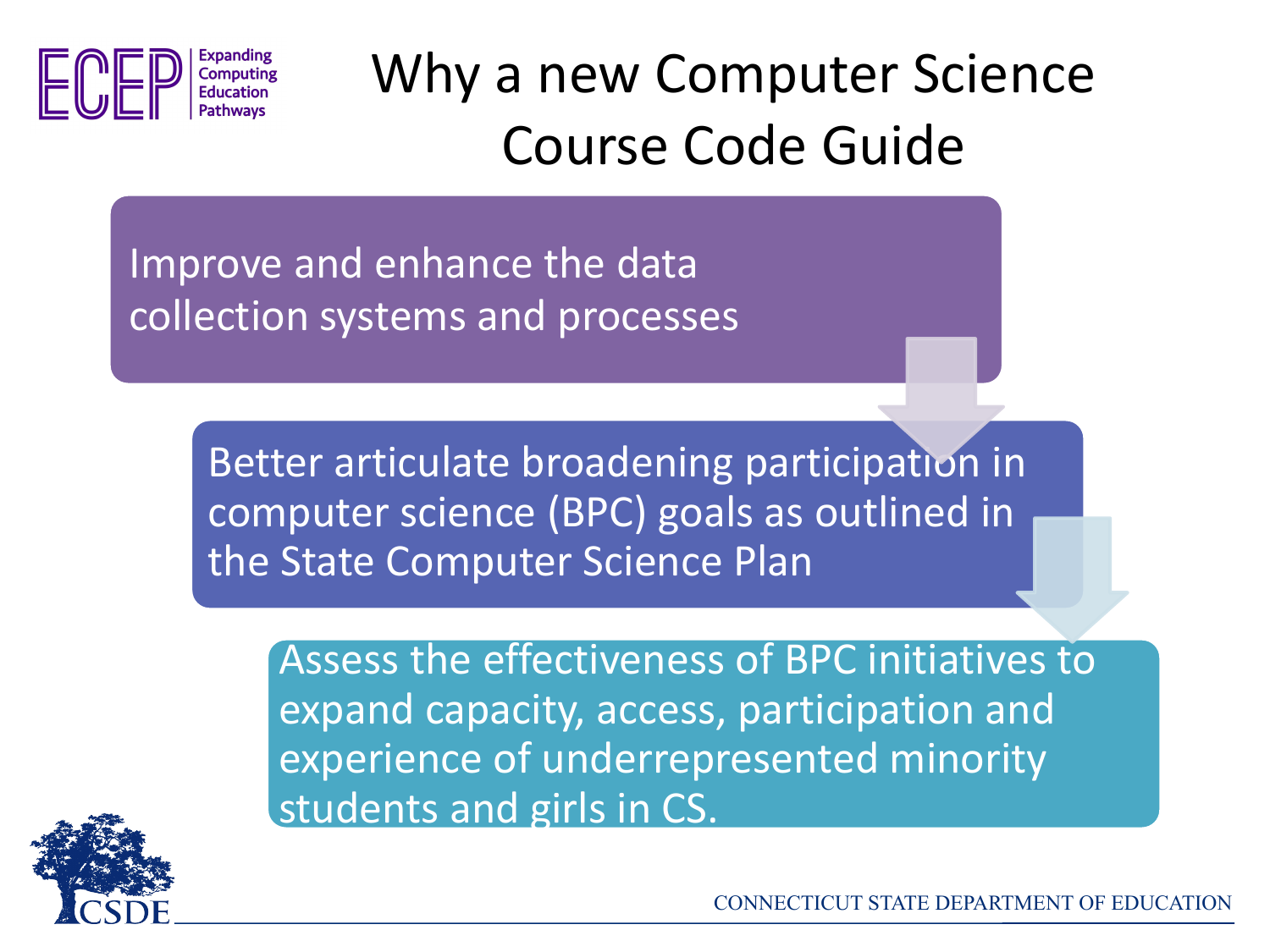# Why a new Computer Science Course Code Guide

- Improve and enhance the data collection systems and processes
- Better articulate broadening participation in computer science (BPC) goals as outlined in the State Computer Science Plan
- Assess the effectiveness of BPC initiatives to expand capacity, access, participation and experience of underrepresented minority students and girls in CS.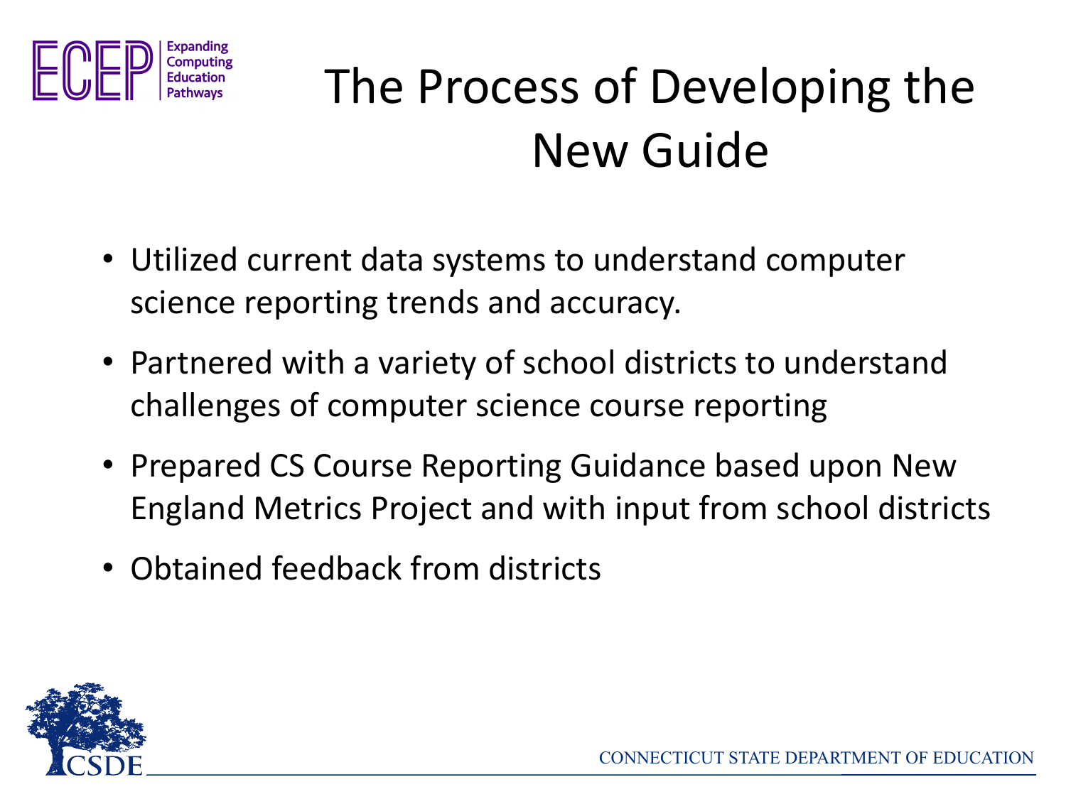# The Process of Developing the New Guide

- Utilized current data systems to understand computer science reporting trends and accuracy.
- Partnered with a variety of school districts to understand challenges of computer science course reporting
- Prepared CS Course Reporting Guidance based upon New England Metrics Project and with input from school districts
- Obtained feedback from districts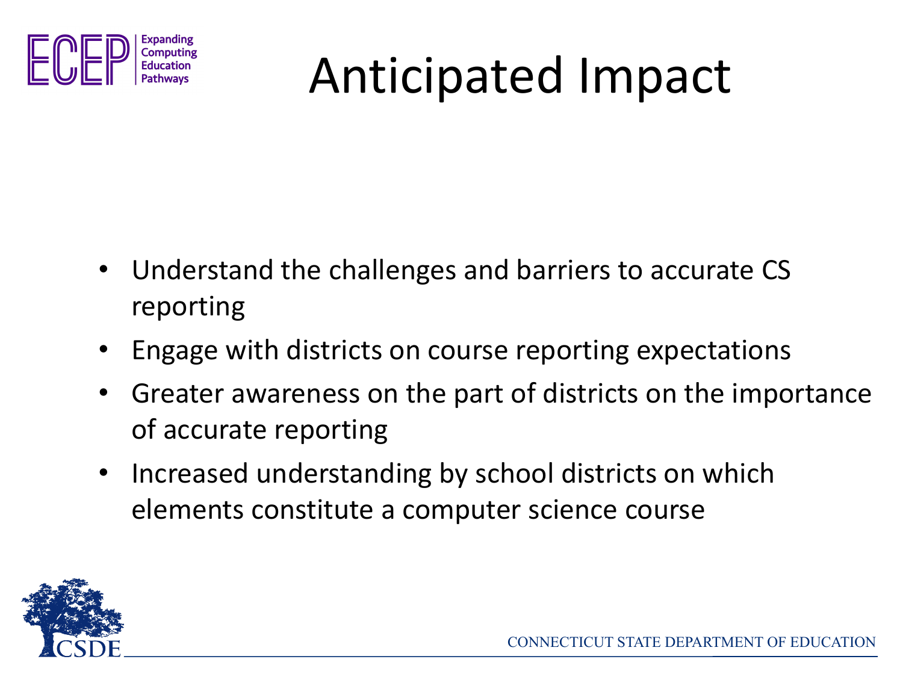# Anticipated Impact

- Understand the challenges and barriers to accurate CS reporting
- Engage with districts on course reporting expectations
- Greater awareness on the part of districts on the importance of accurate reporting
- Increased understanding by school districts on which elements constitute a computer science course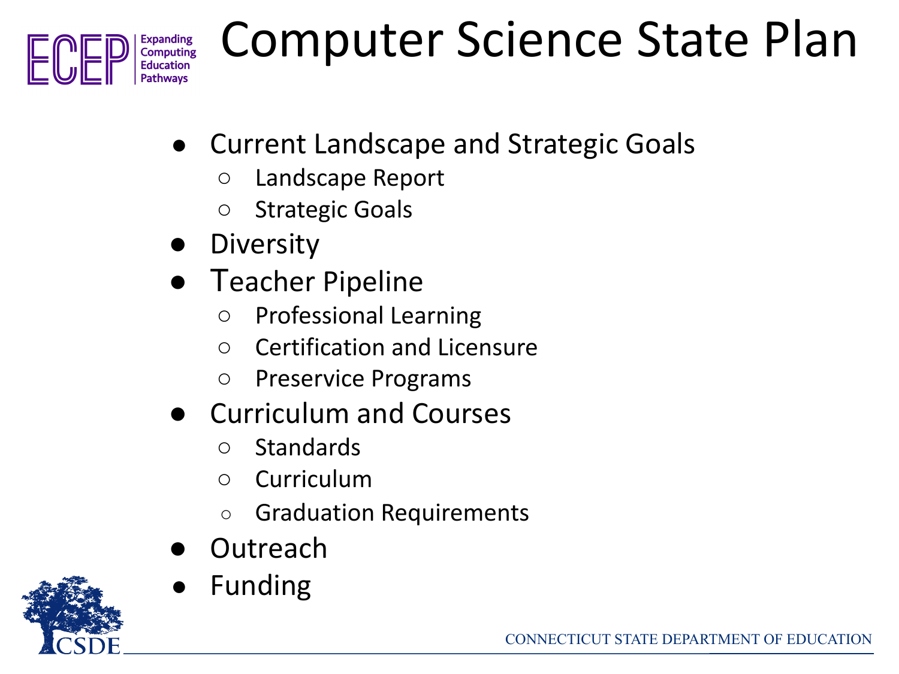# Computer Science State Plan

- Current Landscape and Strategic Goals
  - Landscape Report
  - Strategic Goals
- Diversity
- Teacher Pipeline
  - Professional Learning
  - Certification and Licensure
  - Preservice Programs
- Curriculum and Courses
  - Standards
  - Curriculum
  - Graduation Requirements
- Outreach
- Funding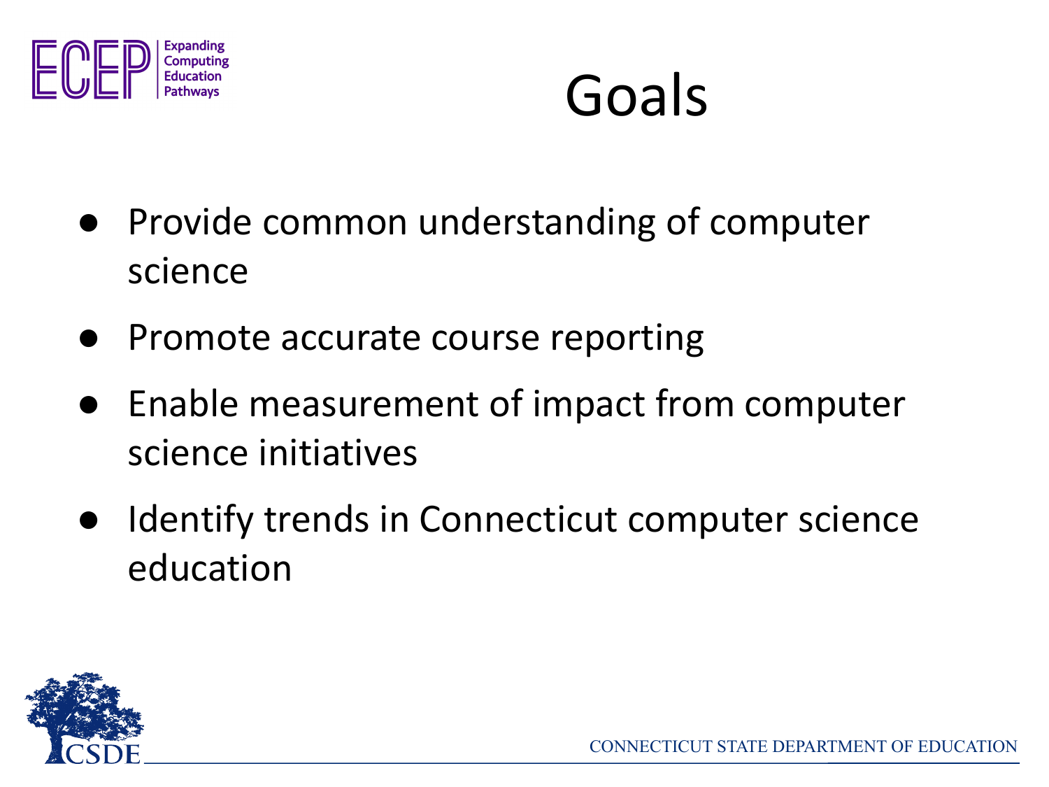# Goals

- Provide common understanding of computer science
- Promote accurate course reporting
- Enable measurement of impact from computer science initiatives
- Identify trends in Connecticut computer science education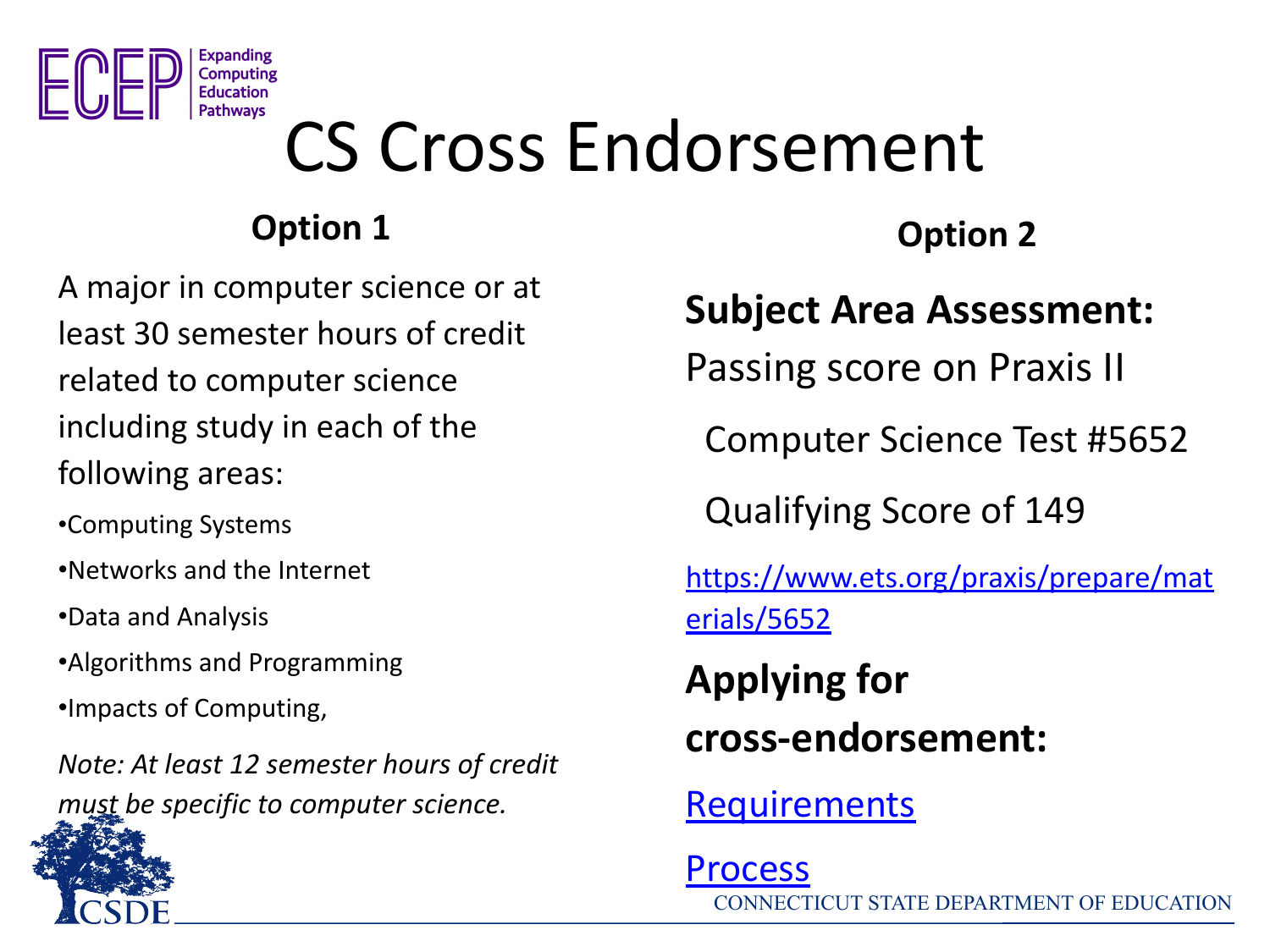# CS Cross Endorsement

## Option 1

A major in computer science or at least 30 semester hours of credit related to computer science including study in each of the following areas:

- Computing Systems
- Networks and the Internet
- Data and Analysis
- Algorithms and Programming
- Impacts of Computing,

*Note: At least 12 semester hours of credit must be specific to computer science.*

## Option 2

**Subject Area Assessment:**

Passing score on Praxis II

Computer Science Test #5652

Qualifying Score of 149

https://www.ets.org/praxis/prepare/materials/5652

**Applying for cross-endorsement:**

Requirements

Process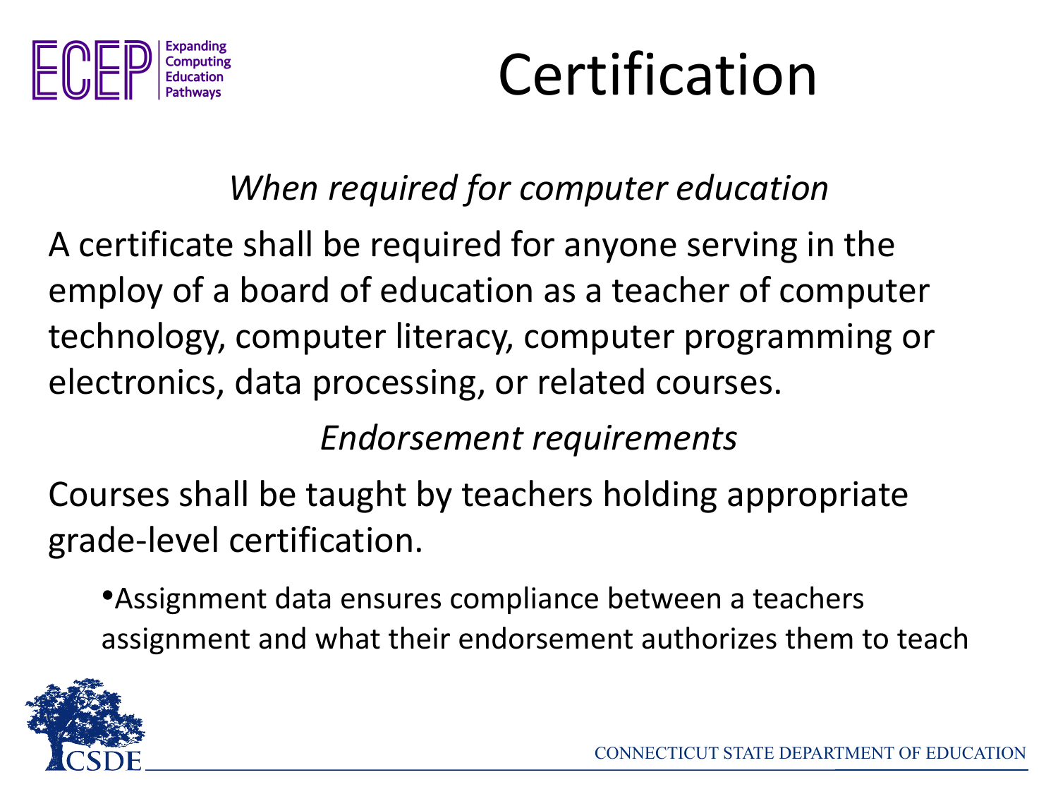# Certification

*When required for computer education*

A certificate shall be required for anyone serving in the employ of a board of education as a teacher of computer technology, computer literacy, computer programming or electronics, data processing, or related courses.

*Endorsement requirements*

Courses shall be taught by teachers holding appropriate grade-level certification.

- Assignment data ensures compliance between a teachers assignment and what their endorsement authorizes them to teach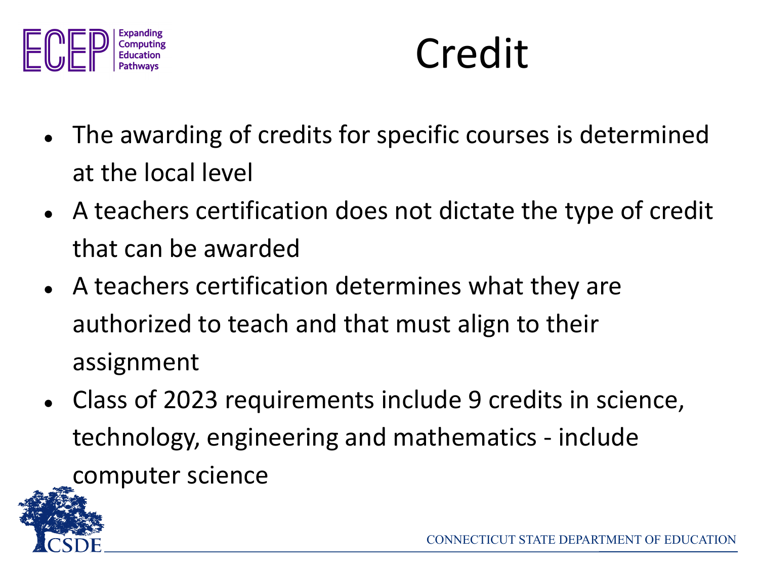# Credit

- The awarding of credits for specific courses is determined at the local level
- A teachers certification does not dictate the type of credit that can be awarded
- A teachers certification determines what they are authorized to teach and that must align to their assignment
- Class of 2023 requirements include 9 credits in science, technology, engineering and mathematics - include computer science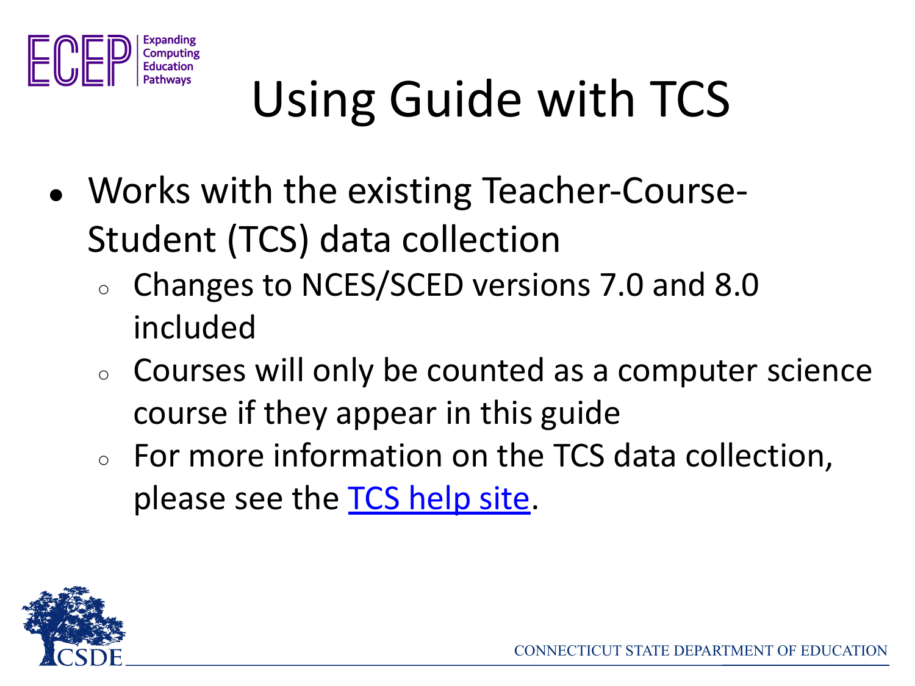# Using Guide with TCS

- Works with the existing Teacher-Course-Student (TCS) data collection
  - Changes to NCES/SCED versions 7.0 and 8.0 included
  - Courses will only be counted as a computer science course if they appear in this guide
  - For more information on the TCS data collection, please see the TCS help site.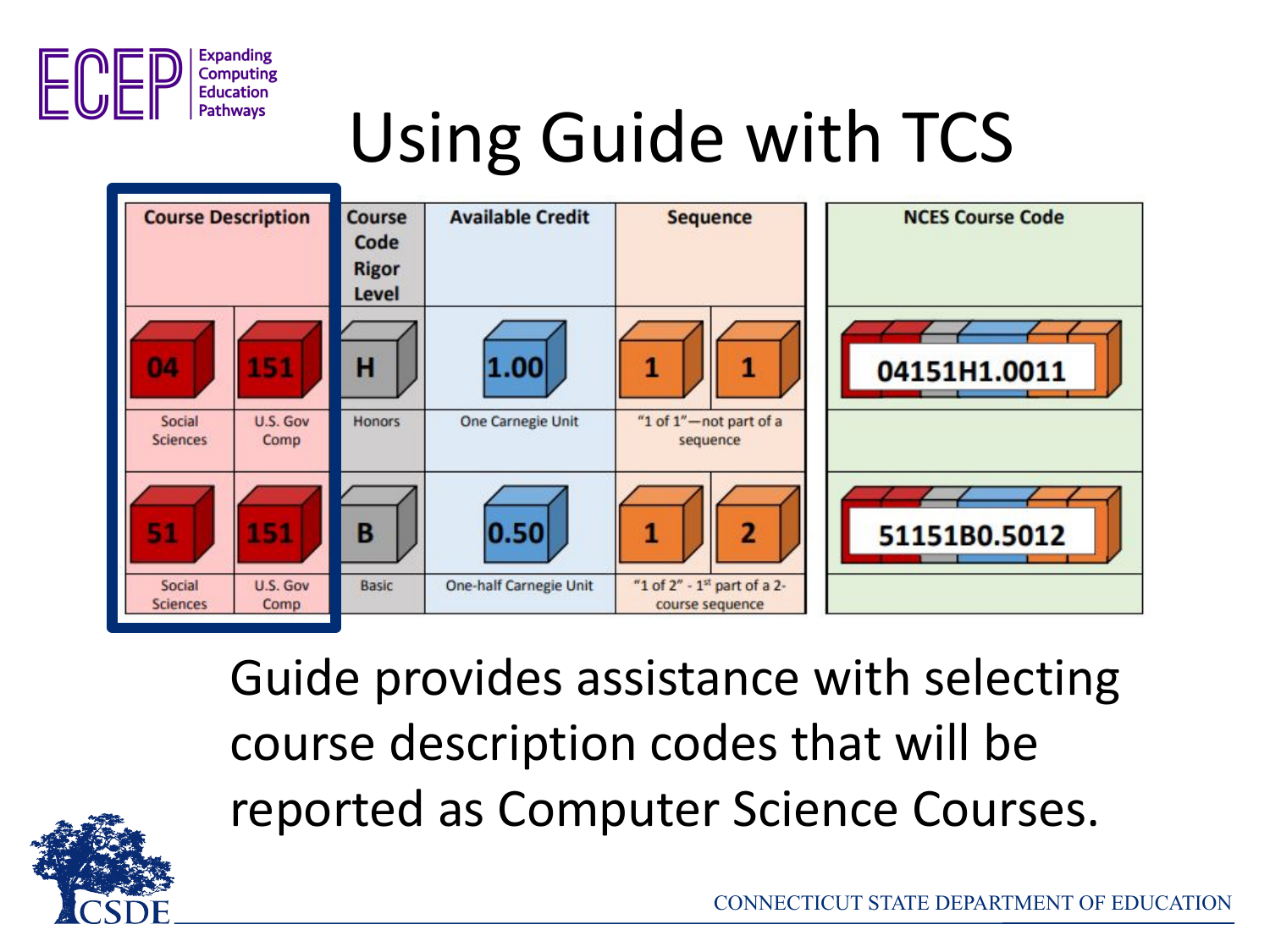# Using Guide with TCS

| Course Description | | Course Code Rigor Level | Available Credit | Sequence | | NCES Course Code |
|---|---|---|---|---|---|---|
| 04 | 151 | H | 1.00 | 1 | 1 | 04151H1.0011 |
| Social Sciences | U.S. Gov Comp | Honors | One Carnegie Unit | "1 of 1"—not part of a sequence | | |
| 51 | 151 | B | 0.50 | 1 | 2 | 51151B0.5012 |
| Social Sciences | U.S. Gov Comp | Basic | One-half Carnegie Unit | "1 of 2" - 1st part of a 2-course sequence | | |

Guide provides assistance with selecting course description codes that will be reported as Computer Science Courses.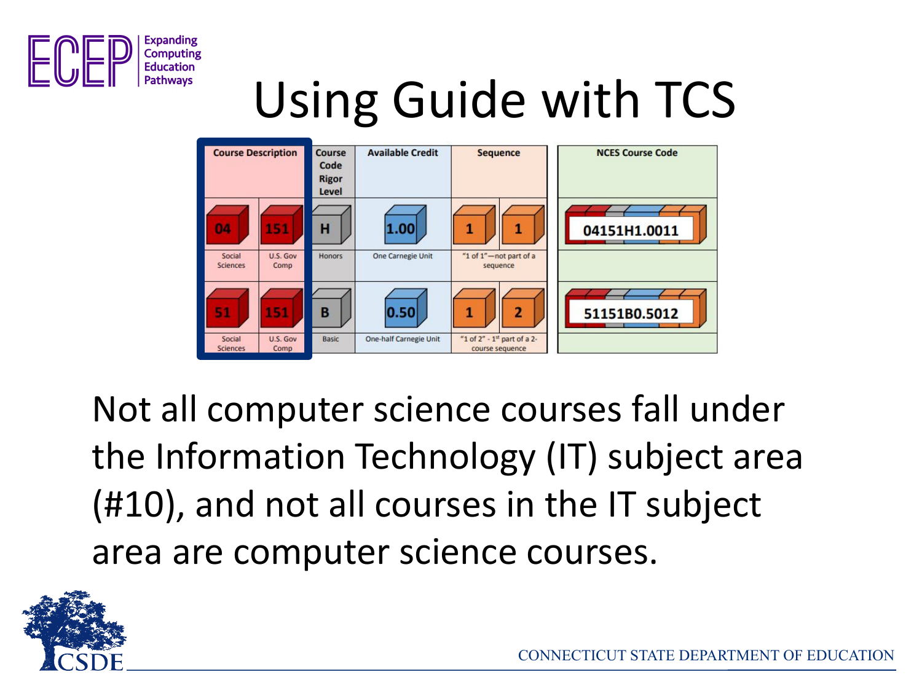# Using Guide with TCS

| Course Description | | Course Code Rigor Level | Available Credit | Sequence | | NCES Course Code |
|---|---|---|---|---|---|---|
| 04 | 151 | H | 1.00 | 1 | 1 | 04151H1.0011 |
| Social Sciences | U.S. Gov Comp | Honors | One Carnegie Unit | "1 of 1"—not part of a sequence | | |
| 51 | 151 | B | 0.50 | 1 | 2 | 51151B0.5012 |
| Social Sciences | U.S. Gov Comp | Basic | One-half Carnegie Unit | "1 of 2" - 1st part of a 2-course sequence | | |

Not all computer science courses fall under the Information Technology (IT) subject area (#10), and not all courses in the IT subject area are computer science courses.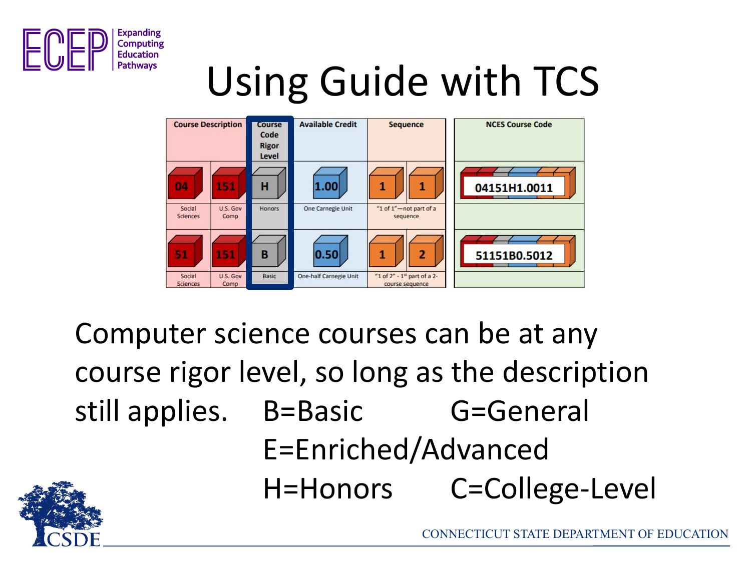# Using Guide with TCS

| Course Description | | Course Code Rigor Level | Available Credit | Sequence | | NCES Course Code |
|---|---|---|---|---|---|---|
| 04 | 151 | H | 1.00 | 1 | 1 | 04151H1.0011 |
| Social Sciences | U.S. Gov Comp | Honors | One Carnegie Unit | "1 of 1"—not part of a sequence | | |
| 51 | 151 | B | 0.50 | 1 | 2 | 51151B0.5012 |
| Social Sciences | U.S. Gov Comp | Basic | One-half Carnegie Unit | "1 of 2" - 1st part of a 2-course sequence | | |

Computer science courses can be at any course rigor level, so long as the description still applies.

- B=Basic
- G=General
- E=Enriched/Advanced
- H=Honors
- C=College-Level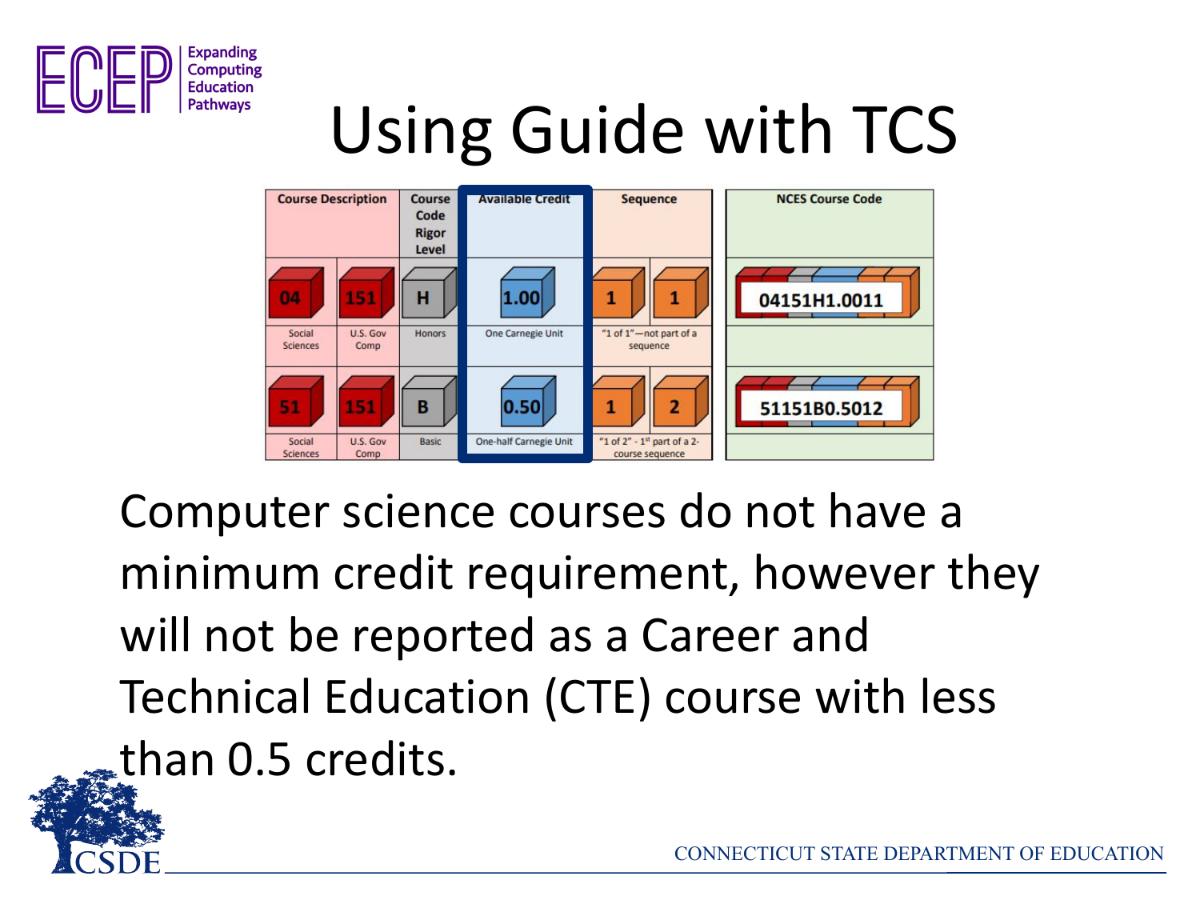# Using Guide with TCS

| Course Description | | Course Code Rigor Level | Available Credit | Sequence | | NCES Course Code |
|---|---|---|---|---|---|---|
| 04 | 151 | H | 1.00 | 1 | 1 | 04151H1.0011 |
| Social Sciences | U.S. Gov Comp | Honors | One Carnegie Unit | "1 of 1"—not part of a sequence | | |
| 51 | 151 | B | 0.50 | 1 | 2 | 51151B0.5012 |
| Social Sciences | U.S. Gov Comp | Basic | One-half Carnegie Unit | "1 of 2" - 1st part of a 2-course sequence | | |

Computer science courses do not have a minimum credit requirement, however they will not be reported as a Career and Technical Education (CTE) course with less than 0.5 credits.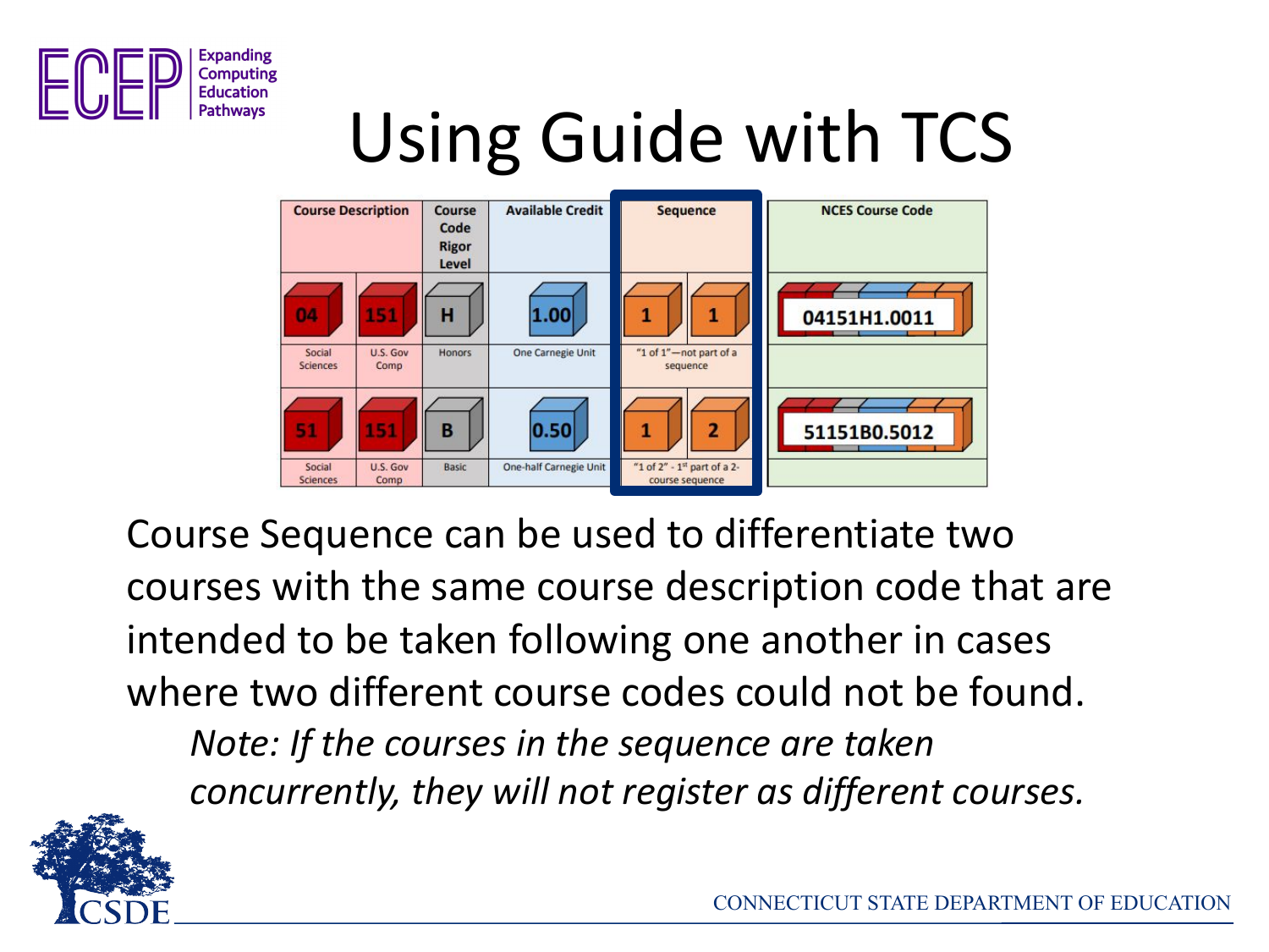# Using Guide with TCS

| Course Description | | Course Code Rigor Level | Available Credit | Sequence | | NCES Course Code |
|---|---|---|---|---|---|---|
| 04 | 151 | H | 1.00 | 1 | 1 | 04151H1.0011 |
| Social Sciences | U.S. Gov Comp | Honors | One Carnegie Unit | "1 of 1"—not part of a sequence | | |
| 51 | 151 | B | 0.50 | 1 | 2 | 51151B0.5012 |
| Social Sciences | U.S. Gov Comp | Basic | One-half Carnegie Unit | "1 of 2" - 1st part of a 2-course sequence | | |

Course Sequence can be used to differentiate two courses with the same course description code that are intended to be taken following one another in cases where two different course codes could not be found.

*Note: If the courses in the sequence are taken concurrently, they will not register as different courses.*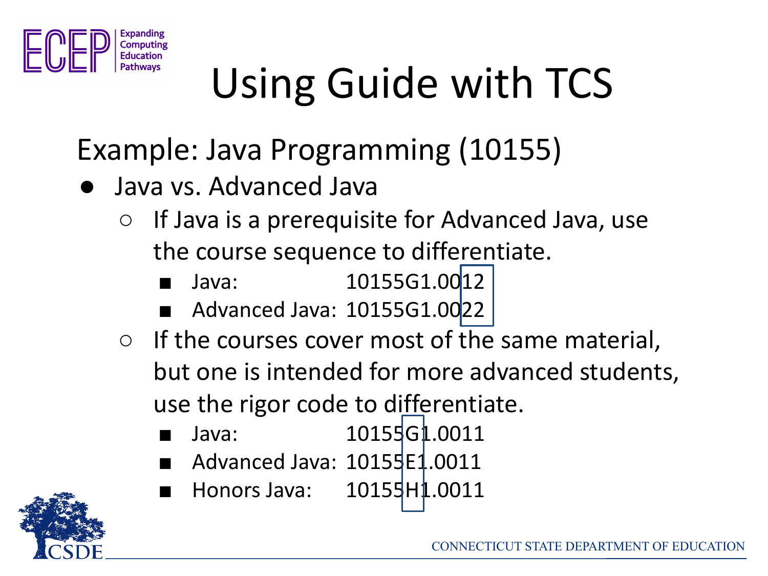# Using Guide with TCS

## Example: Java Programming (10155)

- Java vs. Advanced Java
  - If Java is a prerequisite for Advanced Java, use the course sequence to differentiate.
    - Java: 10155G1.0012
    - Advanced Java: 10155G1.0022
  - If the courses cover most of the same material, but one is intended for more advanced students, use the rigor code to differentiate.
    - Java: 10155G1.0011
    - Advanced Java: 10155E1.0011
    - Honors Java: 10155H1.0011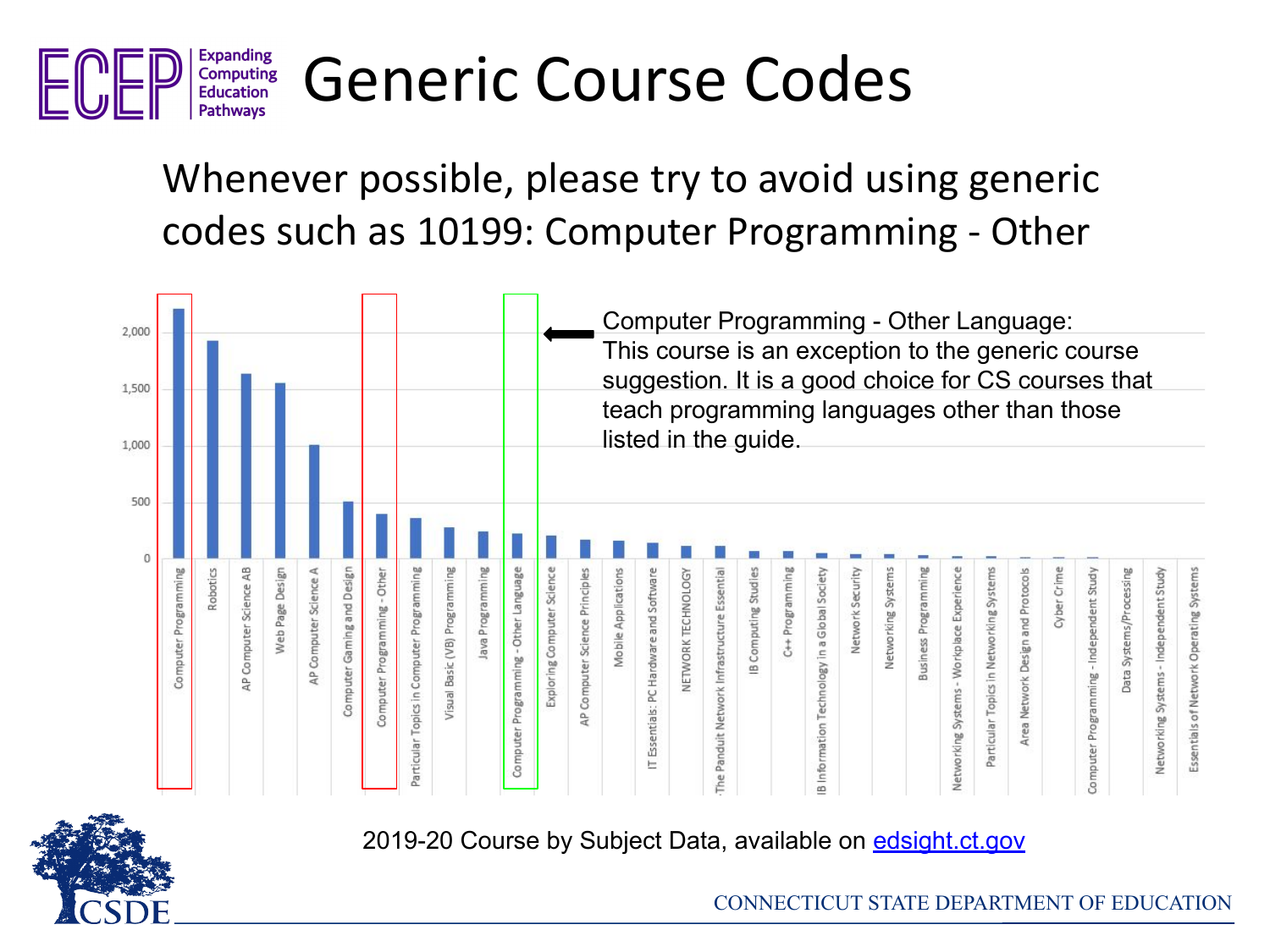# Generic Course Codes

Whenever possible, please try to avoid using generic codes such as 10199: Computer Programming - Other

Computer Programming - Other Language: This course is an exception to the generic course suggestion. It is a good choice for CS courses that teach programming languages other than those listed in the guide.

| Course | Approximate count |
| --- | --- |
| Computer Programming | ~2,200 |
| Robotics | ~1,930 |
| AP Computer Science AB | ~1,640 |
| Web Page Design | ~1,560 |
| AP Computer Science A | ~1,010 |
| Computer Gaming and Design | ~510 |
| Computer Programming - Other | ~400 |
| Particular Topics in Computer Programming | ~360 |
| Visual Basic (VB) Programming | ~280 |
| Java Programming | ~240 |
| Computer Programming - Other Language | ~220 |
| Exploring Computer Science | ~200 |
| AP Computer Science Principles | ~170 |
| Mobile Applications | ~160 |
| IT Essentials: PC Hardware and Software | ~140 |
| NETWORK TECHNOLOGY | ~110 |
| The Panduit Network Infrastructure Essential | ~110 |
| IB Computing Studies | ~60 |
| C++ Programming | ~60 |
| IB Information Technology in a Global Society | ~45 |
| Network Security | ~35 |
| Networking Systems | ~35 |
| Business Programming | ~25 |
| Networking Systems - Workplace Experience | ~15 |
| Particular Topics in Networking Systems | ~15 |
| Area Network Design and Protocols | ~5 |
| Cyber Crime | ~5 |
| Computer Programming - Independent Study | ~5 |
| Data Systems/Processing | ~0 |
| Networking Systems - Independent Study | ~0 |
| Essentials of Network Operating Systems | ~0 |

2019-20 Course by Subject Data, available on edsight.ct.gov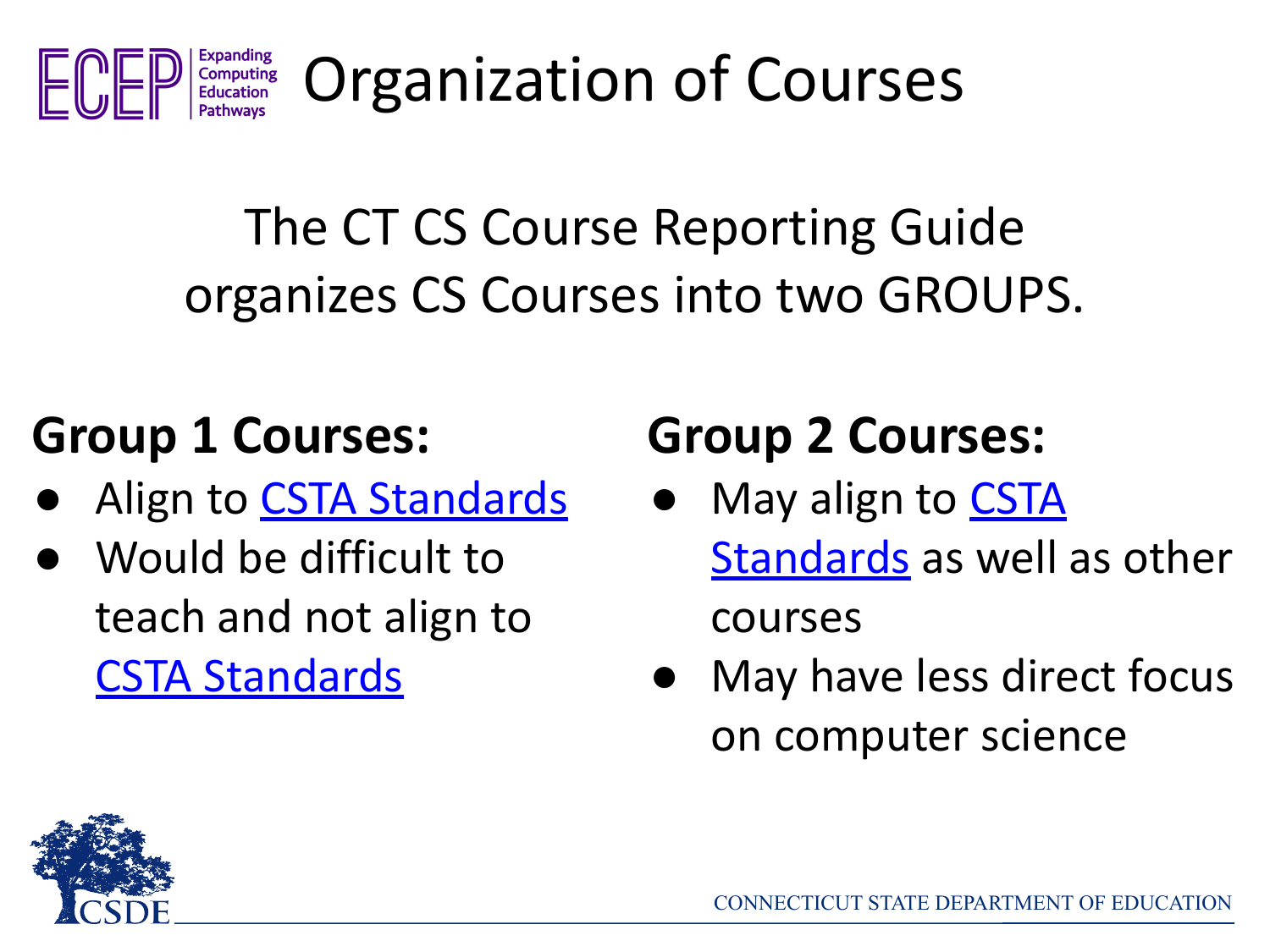# Organization of Courses

The CT CS Course Reporting Guide organizes CS Courses into two GROUPS.

**Group 1 Courses:**

- Align to CSTA Standards
- Would be difficult to teach and not align to CSTA Standards

**Group 2 Courses:**

- May align to CSTA Standards as well as other courses
- May have less direct focus on computer science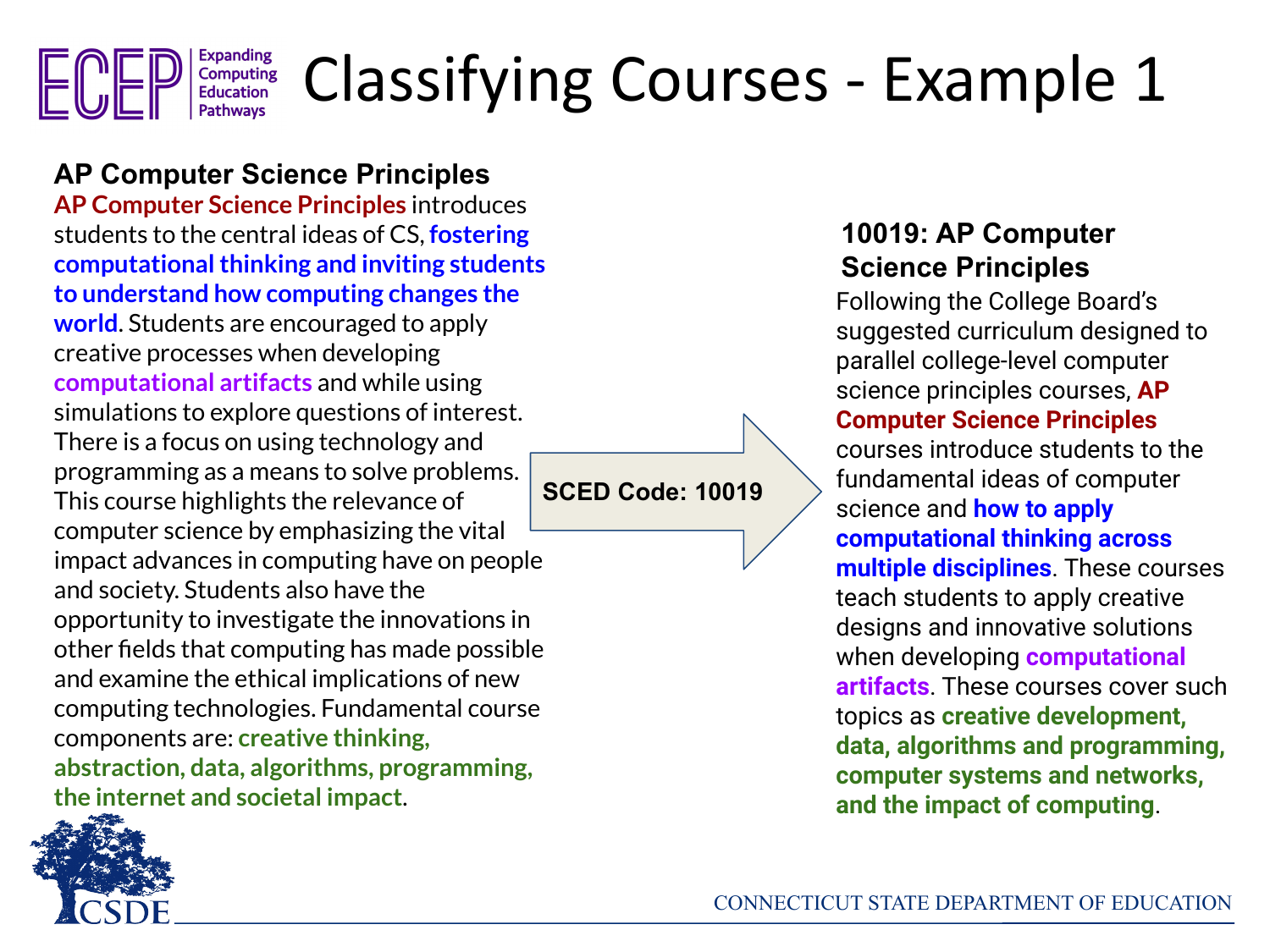# Classifying Courses - Example 1

### AP Computer Science Principles

**AP Computer Science Principles** introduces students to the central ideas of CS, **fostering computational thinking and inviting students to understand how computing changes the world**. Students are encouraged to apply creative processes when developing **computational artifacts** and while using simulations to explore questions of interest. There is a focus on using technology and programming as a means to solve problems. This course highlights the relevance of computer science by emphasizing the vital impact advances in computing have on people and society. Students also have the opportunity to investigate the innovations in other fields that computing has made possible and examine the ethical implications of new computing technologies. Fundamental course components are: **creative thinking, abstraction, data, algorithms, programming, the internet and societal impact**.

**SCED Code: 10019**

### 10019: AP Computer Science Principles

Following the College Board's suggested curriculum designed to parallel college-level computer science principles courses, **AP Computer Science Principles** courses introduce students to the fundamental ideas of computer science and **how to apply computational thinking across multiple disciplines**. These courses teach students to apply creative designs and innovative solutions when developing **computational artifacts**. These courses cover such topics as **creative development, data, algorithms and programming, computer systems and networks, and the impact of computing**.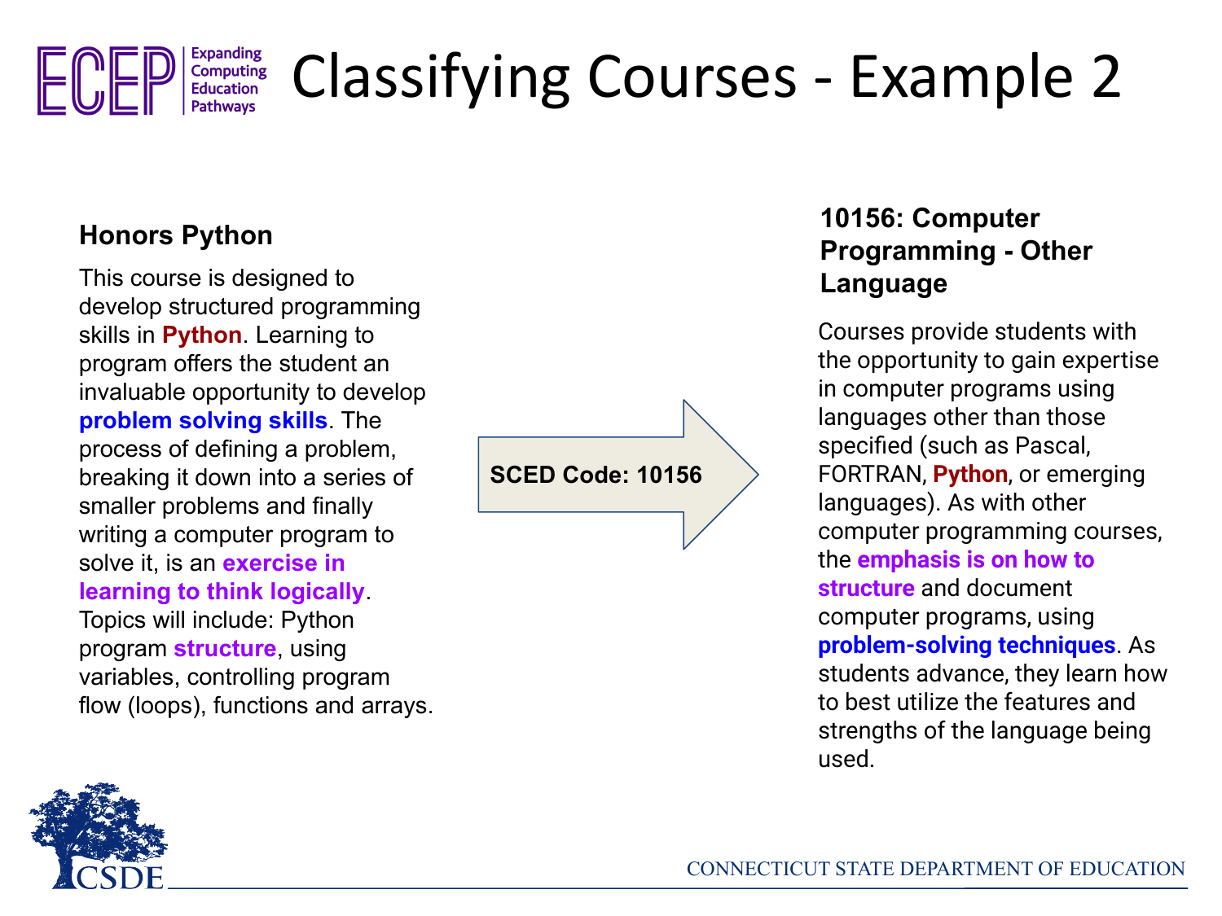# Classifying Courses - Example 2

### Honors Python

This course is designed to develop structured programming skills in **Python**. Learning to program offers the student an invaluable opportunity to develop **problem solving skills**. The process of defining a problem, breaking it down into a series of smaller problems and finally writing a computer program to solve it, is an **exercise in learning to think logically**. Topics will include: Python program **structure**, using variables, controlling program flow (loops), functions and arrays.

**SCED Code: 10156**

### 10156: Computer Programming - Other Language

Courses provide students with the opportunity to gain expertise in computer programs using languages other than those specified (such as Pascal, FORTRAN, **Python**, or emerging languages). As with other computer programming courses, the **emphasis is on how to structure** and document computer programs, using **problem-solving techniques**. As students advance, they learn how to best utilize the features and strengths of the language being used.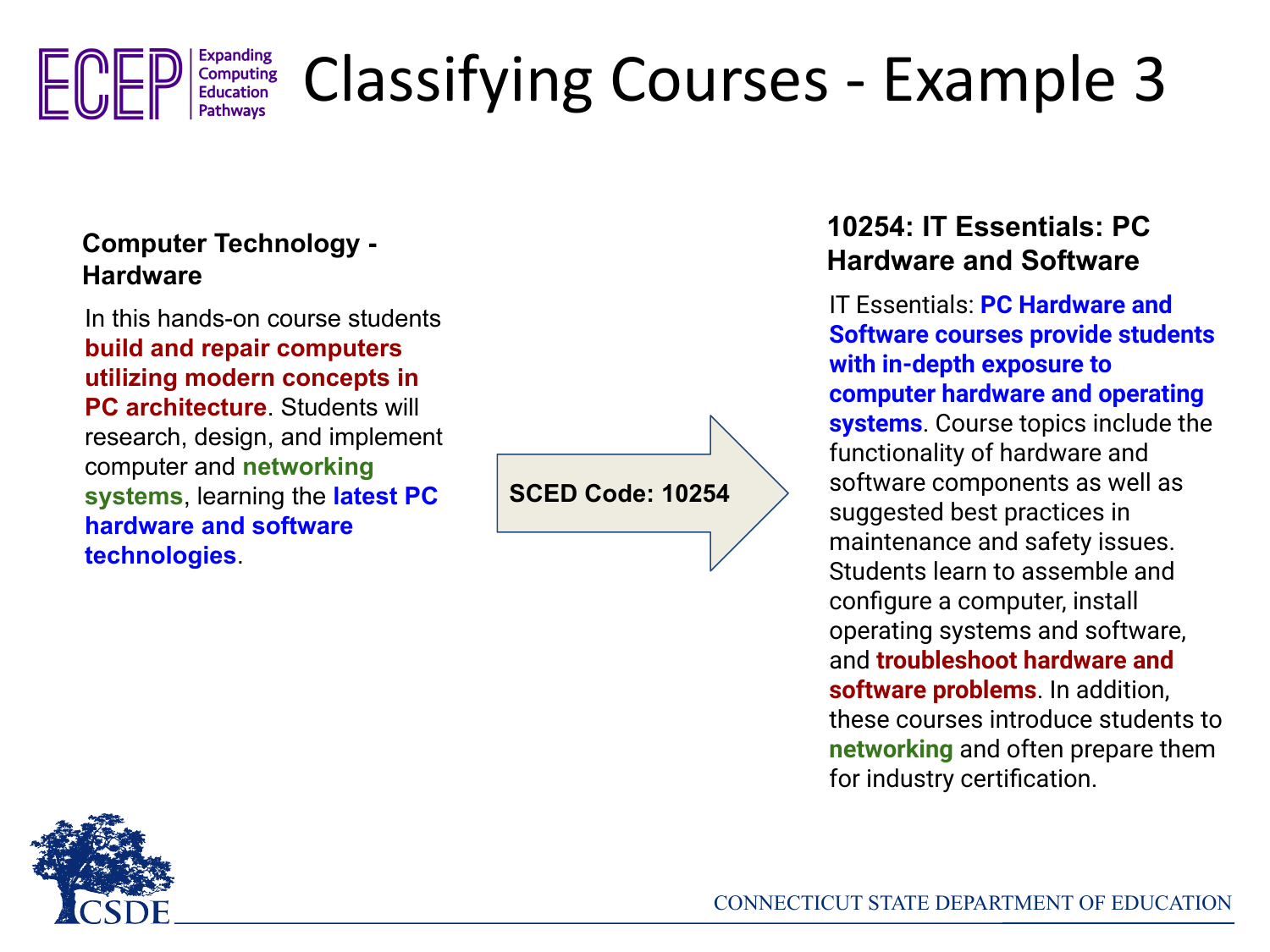# Classifying Courses - Example 3

**Computer Technology - Hardware**

In this hands-on course students **build and repair computers utilizing modern concepts in PC architecture**. Students will research, design, and implement computer and **networking systems**, learning the **latest PC hardware and software technologies**.

**SCED Code: 10254**

**10254: IT Essentials: PC Hardware and Software**

IT Essentials: **PC Hardware and Software courses provide students with in-depth exposure to computer hardware and operating systems**. Course topics include the functionality of hardware and software components as well as suggested best practices in maintenance and safety issues. Students learn to assemble and configure a computer, install operating systems and software, and **troubleshoot hardware and software problems**. In addition, these courses introduce students to **networking** and often prepare them for industry certification.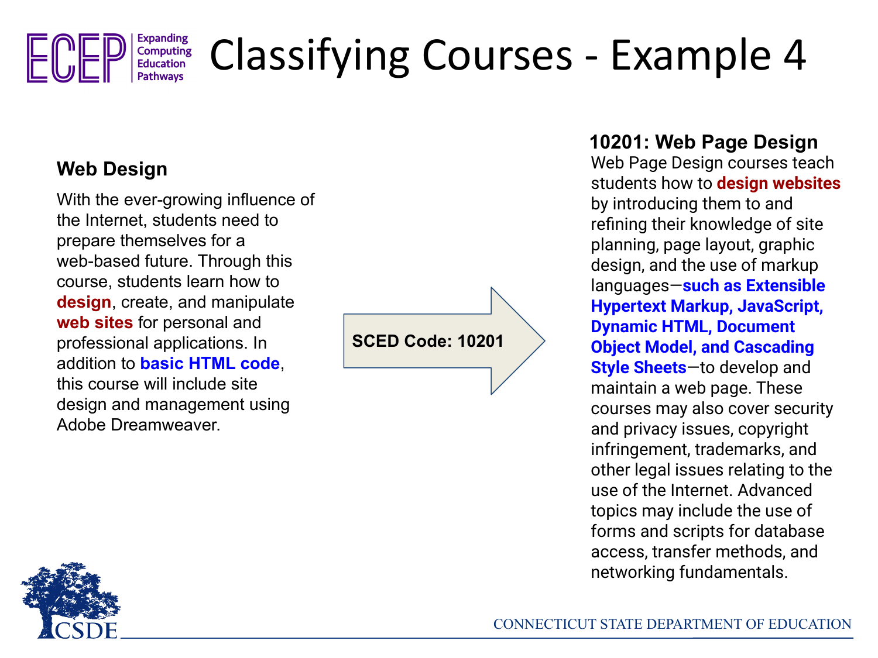# Classifying Courses - Example 4

### Web Design

With the ever-growing influence of the Internet, students need to prepare themselves for a web-based future. Through this course, students learn how to **design**, create, and manipulate **web sites** for personal and professional applications. In addition to **basic HTML code**, this course will include site design and management using Adobe Dreamweaver.

**SCED Code: 10201**

### 10201: Web Page Design

Web Page Design courses teach students how to **design websites** by introducing them to and refining their knowledge of site planning, page layout, graphic design, and the use of markup languages—**such as Extensible Hypertext Markup, JavaScript, Dynamic HTML, Document Object Model, and Cascading Style Sheets**—to develop and maintain a web page. These courses may also cover security and privacy issues, copyright infringement, trademarks, and other legal issues relating to the use of the Internet. Advanced topics may include the use of forms and scripts for database access, transfer methods, and networking fundamentals.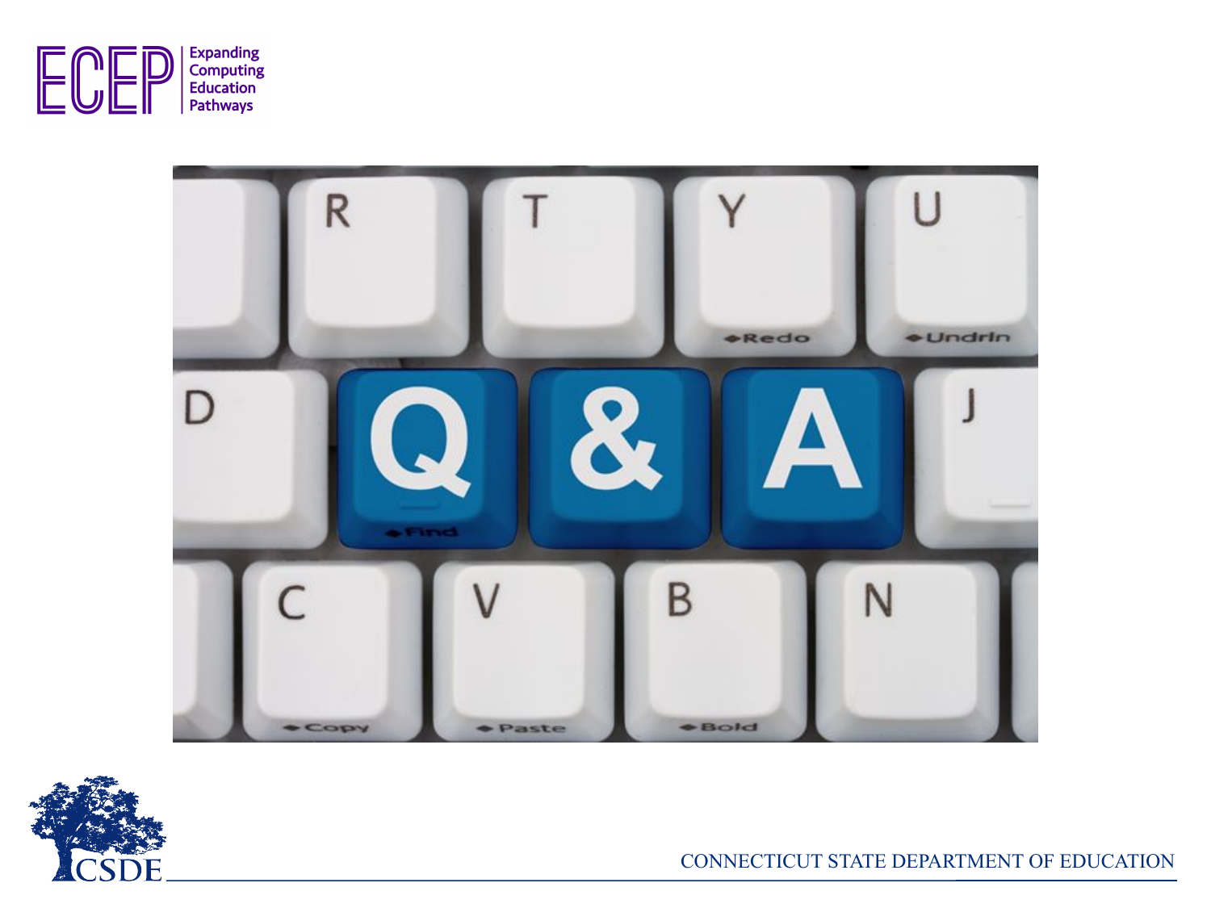Q & A